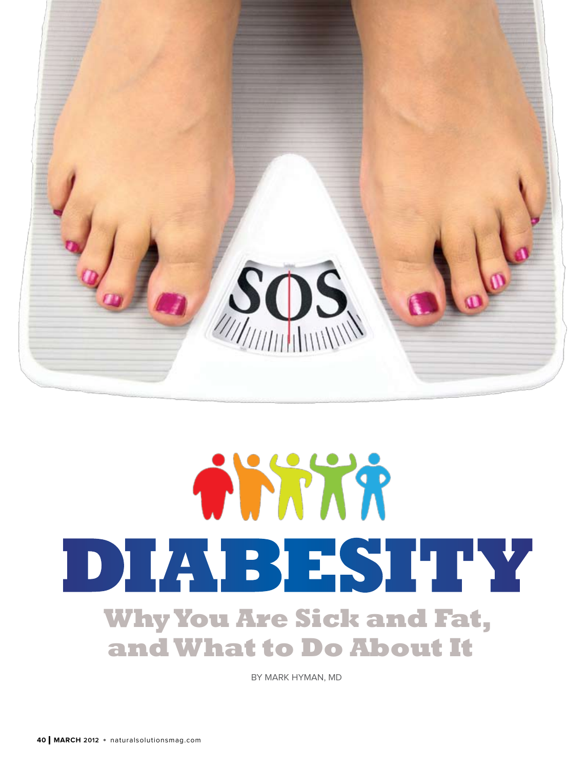# DIABESITY

## Why You Are Sick and Fat, and What to Do About It

BY MARK HYMAN, MD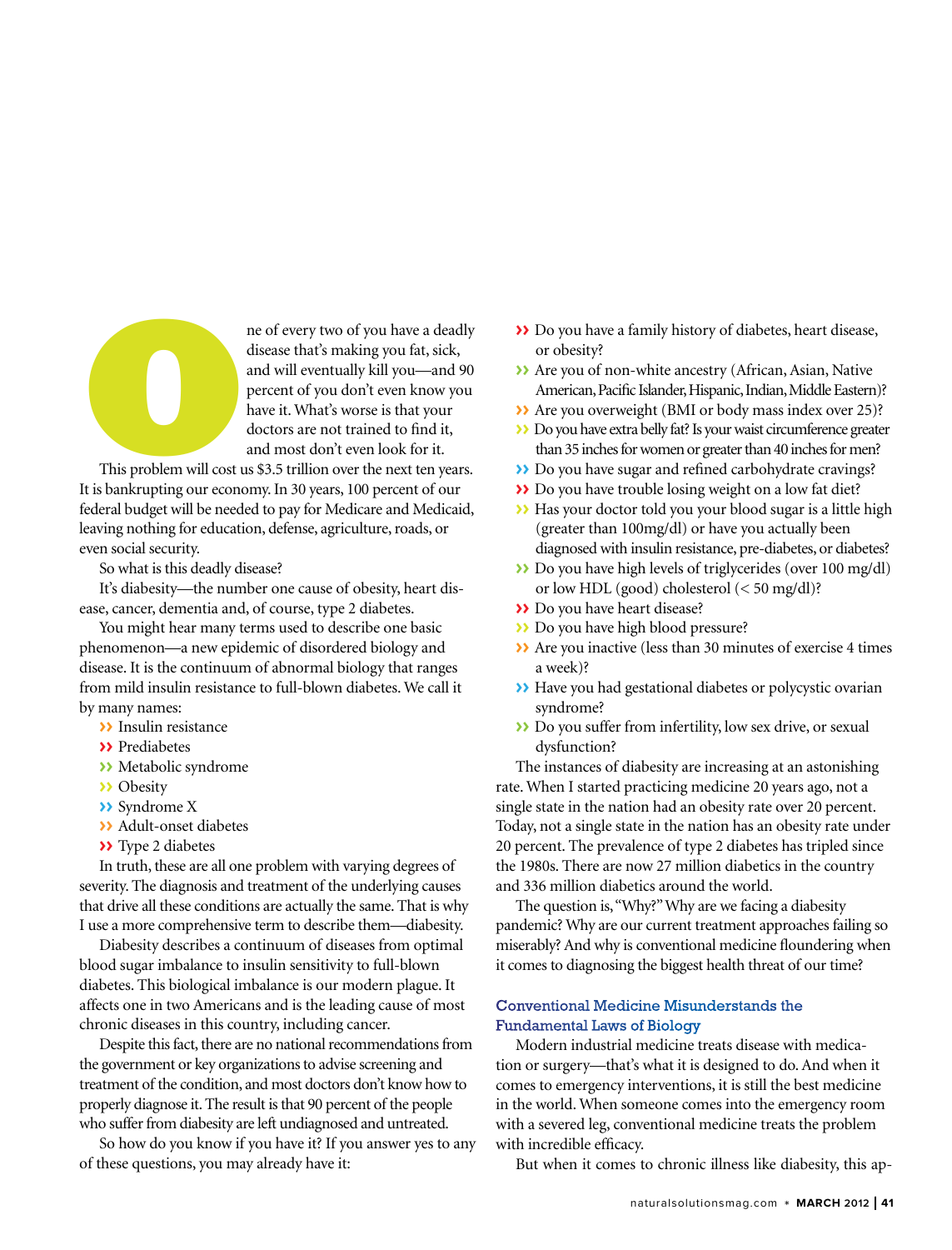One of every two of you have a deadly disease that's making you fat, sick, and will eventually kill you—and 90 percent of you don't even know you have it. What's worse is that your doctors are not trained to find it, and most don't even look for it.

This problem will cost us $3.5 trillion over the next ten years. It is bankrupting our economy. In 30 years, 100 percent of our federal budget will be needed to pay for Medicare and Medicaid, leaving nothing for education, defense, agriculture, roads, or even social security.

So what is this deadly disease?

It's diabesity—the number one cause of obesity, heart disease, cancer, dementia and, of course, type 2 diabetes.

You might hear many terms used to describe one basic phenomenon—a new epidemic of disordered biology and disease. It is the continuum of abnormal biology that ranges from mild insulin resistance to full-blown diabetes. We call it by many names:

- Insulin resistance
- Prediabetes
- Metabolic syndrome
- Obesity
- Syndrome X
- Adult-onset diabetes
- Type 2 diabetes

In truth, these are all one problem with varying degrees of severity. The diagnosis and treatment of the underlying causes that drive all these conditions are actually the same. That is why I use a more comprehensive term to describe them—diabesity.

Diabesity describes a continuum of diseases from optimal blood sugar imbalance to insulin sensitivity to full-blown diabetes. This biological imbalance is our modern plague. It affects one in two Americans and is the leading cause of most chronic diseases in this country, including cancer.

Despite this fact, there are no national recommendations from the government or key organizations to advise screening and treatment of the condition, and most doctors don't know how to properly diagnose it. The result is that 90 percent of the people who suffer from diabesity are left undiagnosed and untreated.

So how do you know if you have it? If you answer yes to any of these questions, you may already have it:

- Do you have a family history of diabetes, heart disease, or obesity?
- Are you of non-white ancestry (African, Asian, Native American, Pacific Islander, Hispanic, Indian, Middle Eastern)?
- Are you overweight (BMI or body mass index over 25)?
- Do you have extra belly fat? Is your waist circumference greater than 35 inches for women or greater than 40 inches for men?
- Do you have sugar and refined carbohydrate cravings?
- Do you have trouble losing weight on a low fat diet?
- Has your doctor told you your blood sugar is a little high (greater than 100mg/dl) or have you actually been diagnosed with insulin resistance, pre-diabetes, or diabetes?
- Do you have high levels of triglycerides (over 100 mg/dl) or low HDL (good) cholesterol (< 50 mg/dl)?
- Do you have heart disease?
- Do you have high blood pressure?
- Are you inactive (less than 30 minutes of exercise 4 times a week)?
- Have you had gestational diabetes or polycystic ovarian syndrome?
- Do you suffer from infertility, low sex drive, or sexual dysfunction?

The instances of diabesity are increasing at an astonishing rate. When I started practicing medicine 20 years ago, not a single state in the nation had an obesity rate over 20 percent. Today, not a single state in the nation has an obesity rate under 20 percent. The prevalence of type 2 diabetes has tripled since the 1980s. There are now 27 million diabetics in the country and 336 million diabetics around the world.

The question is, "Why?" Why are we facing a diabesity pandemic? Why are our current treatment approaches failing so miserably? And why is conventional medicine floundering when it comes to diagnosing the biggest health threat of our time?

## Conventional Medicine Misunderstands the Fundamental Laws of Biology

Modern industrial medicine treats disease with medication or surgery—that's what it is designed to do. And when it comes to emergency interventions, it is still the best medicine in the world. When someone comes into the emergency room with a severed leg, conventional medicine treats the problem with incredible efficacy.

But when it comes to chronic illness like diabesity, this ap-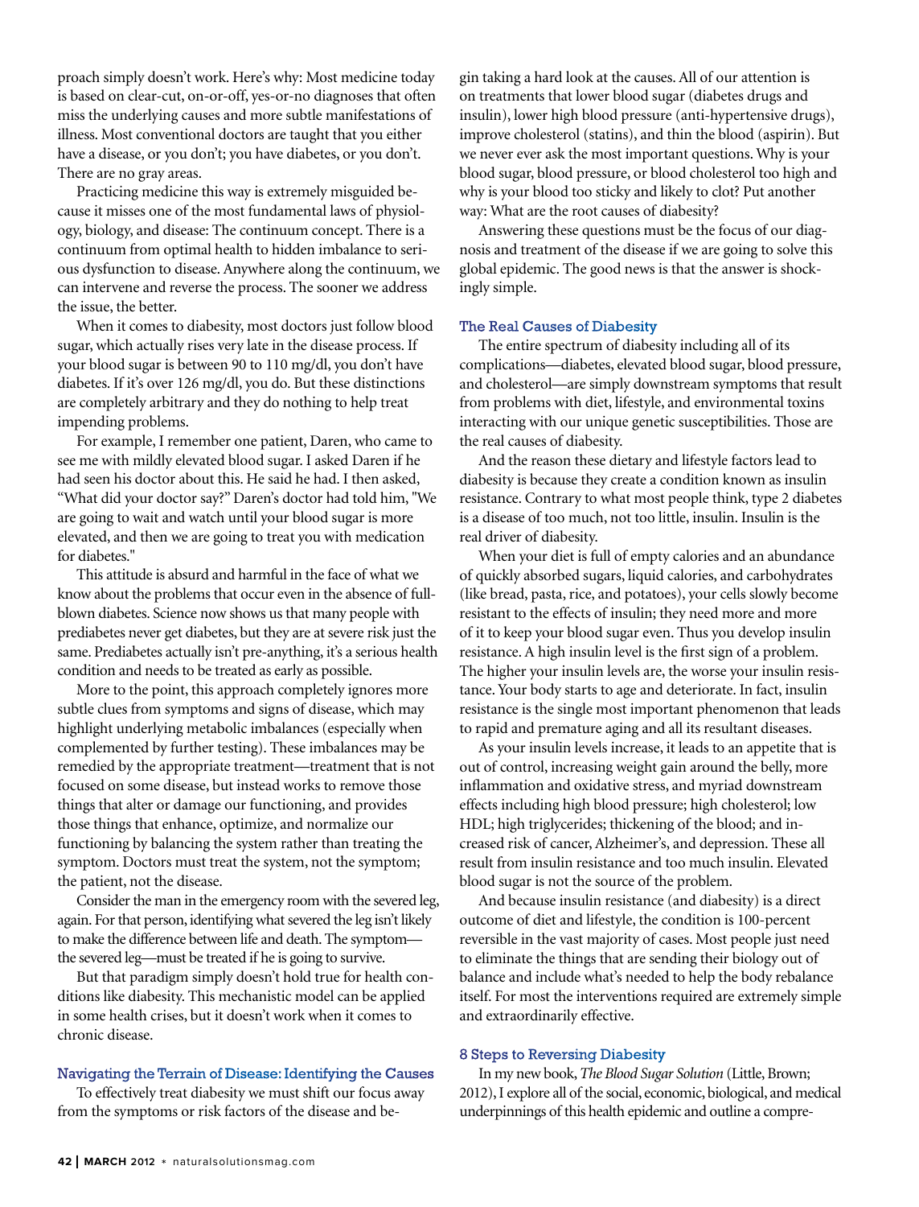proach simply doesn't work. Here's why: Most medicine today is based on clear-cut, on-or-off, yes-or-no diagnoses that often miss the underlying causes and more subtle manifestations of illness. Most conventional doctors are taught that you either have a disease, or you don't; you have diabetes, or you don't. There are no gray areas.

Practicing medicine this way is extremely misguided because it misses one of the most fundamental laws of physiology, biology, and disease: The continuum concept. There is a continuum from optimal health to hidden imbalance to serious dysfunction to disease. Anywhere along the continuum, we can intervene and reverse the process. The sooner we address the issue, the better.

When it comes to diabesity, most doctors just follow blood sugar, which actually rises very late in the disease process. If your blood sugar is between 90 to 110 mg/dl, you don't have diabetes. If it's over 126 mg/dl, you do. But these distinctions are completely arbitrary and they do nothing to help treat impending problems.

For example, I remember one patient, Daren, who came to see me with mildly elevated blood sugar. I asked Daren if he had seen his doctor about this. He said he had. I then asked, "What did your doctor say?" Daren's doctor had told him, "We are going to wait and watch until your blood sugar is more elevated, and then we are going to treat you with medication for diabetes."

This attitude is absurd and harmful in the face of what we know about the problems that occur even in the absence of full-blown diabetes. Science now shows us that many people with prediabetes never get diabetes, but they are at severe risk just the same. Prediabetes actually isn't pre-anything, it's a serious health condition and needs to be treated as early as possible.

More to the point, this approach completely ignores more subtle clues from symptoms and signs of disease, which may highlight underlying metabolic imbalances (especially when complemented by further testing). These imbalances may be remedied by the appropriate treatment—treatment that is not focused on some disease, but instead works to remove those things that alter or damage our functioning, and provides those things that enhance, optimize, and normalize our functioning by balancing the system rather than treating the symptom. Doctors must treat the system, not the symptom; the patient, not the disease.

Consider the man in the emergency room with the severed leg, again. For that person, identifying what severed the leg isn't likely to make the difference between life and death. The symptom—the severed leg—must be treated if he is going to survive.

But that paradigm simply doesn't hold true for health conditions like diabesity. This mechanistic model can be applied in some health crises, but it doesn't work when it comes to chronic disease.

### Navigating the Terrain of Disease: Identifying the Causes

To effectively treat diabesity we must shift our focus away from the symptoms or risk factors of the disease and begin taking a hard look at the causes. All of our attention is on treatments that lower blood sugar (diabetes drugs and insulin), lower high blood pressure (anti-hypertensive drugs), improve cholesterol (statins), and thin the blood (aspirin). But we never ever ask the most important questions. Why is your blood sugar, blood pressure, or blood cholesterol too high and why is your blood too sticky and likely to clot? Put another way: What are the root causes of diabesity?

Answering these questions must be the focus of our diagnosis and treatment of the disease if we are going to solve this global epidemic. The good news is that the answer is shockingly simple.

### The Real Causes of Diabesity

The entire spectrum of diabesity including all of its complications—diabetes, elevated blood sugar, blood pressure, and cholesterol—are simply downstream symptoms that result from problems with diet, lifestyle, and environmental toxins interacting with our unique genetic susceptibilities. Those are the real causes of diabesity.

And the reason these dietary and lifestyle factors lead to diabesity is because they create a condition known as insulin resistance. Contrary to what most people think, type 2 diabetes is a disease of too much, not too little, insulin. Insulin is the real driver of diabesity.

When your diet is full of empty calories and an abundance of quickly absorbed sugars, liquid calories, and carbohydrates (like bread, pasta, rice, and potatoes), your cells slowly become resistant to the effects of insulin; they need more and more of it to keep your blood sugar even. Thus you develop insulin resistance. A high insulin level is the first sign of a problem. The higher your insulin levels are, the worse your insulin resistance. Your body starts to age and deteriorate. In fact, insulin resistance is the single most important phenomenon that leads to rapid and premature aging and all its resultant diseases.

As your insulin levels increase, it leads to an appetite that is out of control, increasing weight gain around the belly, more inflammation and oxidative stress, and myriad downstream effects including high blood pressure; high cholesterol; low HDL; high triglycerides; thickening of the blood; and increased risk of cancer, Alzheimer's, and depression. These all result from insulin resistance and too much insulin. Elevated blood sugar is not the source of the problem.

And because insulin resistance (and diabesity) is a direct outcome of diet and lifestyle, the condition is 100-percent reversible in the vast majority of cases. Most people just need to eliminate the things that are sending their biology out of balance and include what's needed to help the body rebalance itself. For most the interventions required are extremely simple and extraordinarily effective.

### 8 Steps to Reversing Diabesity

In my new book, *The Blood Sugar Solution* (Little, Brown; 2012), I explore all of the social, economic, biological, and medical underpinnings of this health epidemic and outline a compre-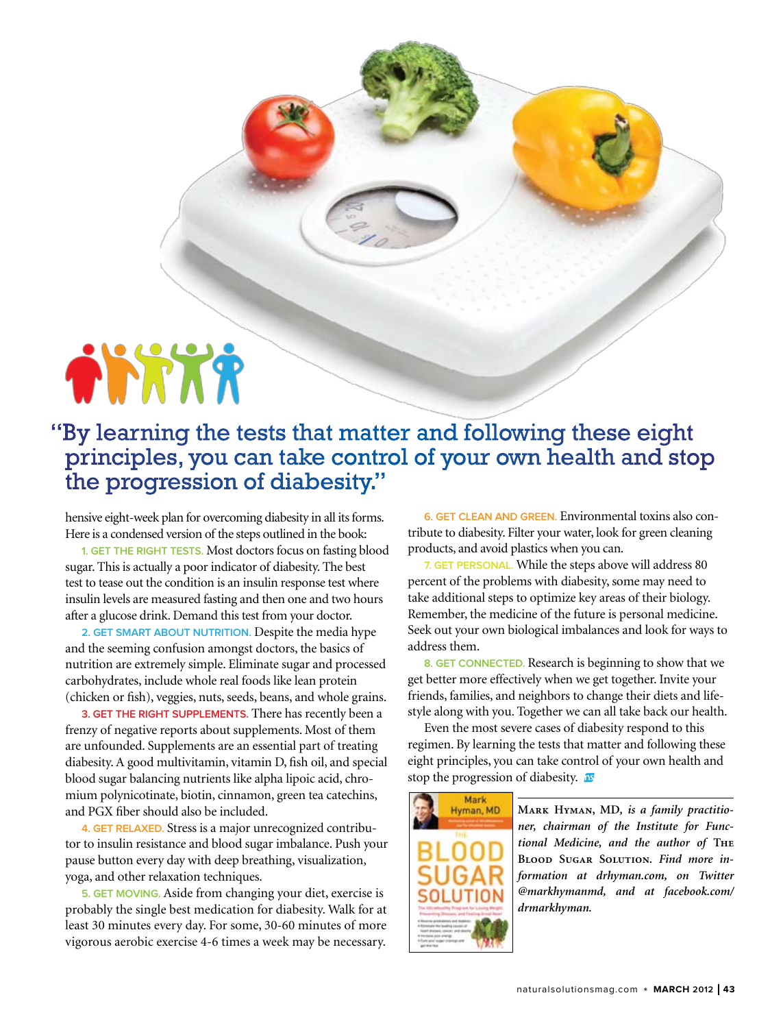> "By learning the tests that matter and following these eight principles, you can take control of your own health and stop the progression of diabesity."

hensive eight-week plan for overcoming diabesity in all its forms. Here is a condensed version of the steps outlined in the book:

**1. GET THE RIGHT TESTS.** Most doctors focus on fasting blood sugar. This is actually a poor indicator of diabesity. The best test to tease out the condition is an insulin response test where insulin levels are measured fasting and then one and two hours after a glucose drink. Demand this test from your doctor.

**2. GET SMART ABOUT NUTRITION.** Despite the media hype and the seeming confusion amongst doctors, the basics of nutrition are extremely simple. Eliminate sugar and processed carbohydrates, include whole real foods like lean protein (chicken or fish), veggies, nuts, seeds, beans, and whole grains.

**3. GET THE RIGHT SUPPLEMENTS.** There has recently been a frenzy of negative reports about supplements. Most of them are unfounded. Supplements are an essential part of treating diabesity. A good multivitamin, vitamin D, fish oil, and special blood sugar balancing nutrients like alpha lipoic acid, chromium polynicotinate, biotin, cinnamon, green tea catechins, and PGX fiber should also be included.

**4. GET RELAXED.** Stress is a major unrecognized contributor to insulin resistance and blood sugar imbalance. Push your pause button every day with deep breathing, visualization, yoga, and other relaxation techniques.

**5. GET MOVING.** Aside from changing your diet, exercise is probably the single best medication for diabesity. Walk for at least 30 minutes every day. For some, 30-60 minutes of more vigorous aerobic exercise 4-6 times a week may be necessary.

**6. GET CLEAN AND GREEN.** Environmental toxins also contribute to diabesity. Filter your water, look for green cleaning products, and avoid plastics when you can.

**7. GET PERSONAL.** While the steps above will address 80 percent of the problems with diabesity, some may need to take additional steps to optimize key areas of their biology. Remember, the medicine of the future is personal medicine. Seek out your own biological imbalances and look for ways to address them.

**8. GET CONNECTED.** Research is beginning to show that we get better more effectively when we get together. Invite your friends, families, and neighbors to change their diets and lifestyle along with you. Together we can all take back our health.

Even the most severe cases of diabesity respond to this regimen. By learning the tests that matter and following these eight principles, you can take control of your own health and stop the progression of diabesity.

*MARK HYMAN, MD, is a family practitioner, chairman of the Institute for Functional Medicine, and the author of THE BLOOD SUGAR SOLUTION. Find more information at drhyman.com, on Twitter @markhymanmd, and at facebook.com/drmarkhyman.*